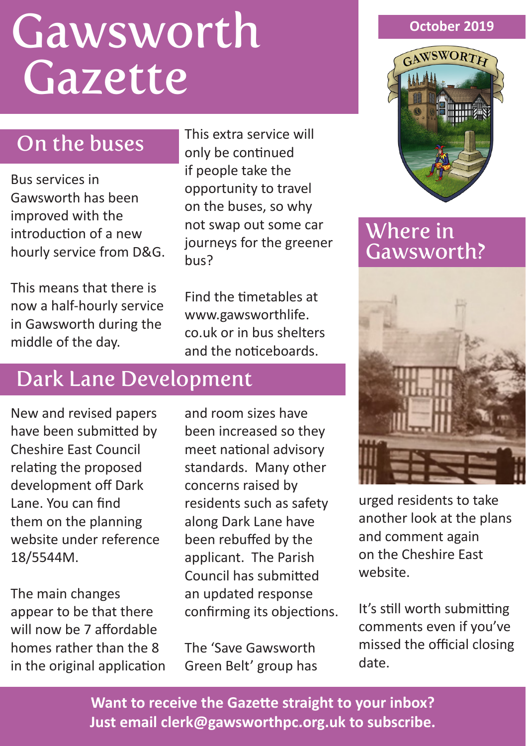# Gawsworth Gazette

October 2019

## On the buses

Bus services in Gawsworth has been improved with the introduction of a new hourly service from D&G.

This means that there is now a half-hourly service in Gawsworth during the middle of the day.

This extra service will only be continued if people take the opportunity to travel on the buses, so why not swap out some car journeys for the greener bus?

Find the timetables at www.gawsworthlife.co.uk or in bus shelters and the noticeboards.

## Dark Lane Development

New and revised papers have been submitted by Cheshire East Council relating the proposed development off Dark Lane. You can find them on the planning website under reference 18/5544M.

The main changes appear to be that there will now be 7 affordable homes rather than the 8 in the original application and room sizes have been increased so they meet national advisory standards. Many other concerns raised by residents such as safety along Dark Lane have been rebuffed by the applicant. The Parish Council has submitted an updated response confirming its objections.

The 'Save Gawsworth Green Belt' group has urged residents to take another look at the plans and comment again on the Cheshire East website.

It's still worth submitting comments even if you've missed the official closing date.

## Where in Gawsworth?

**Want to receive the Gazette straight to your inbox? Just email clerk@gawsworthpc.org.uk to subscribe.**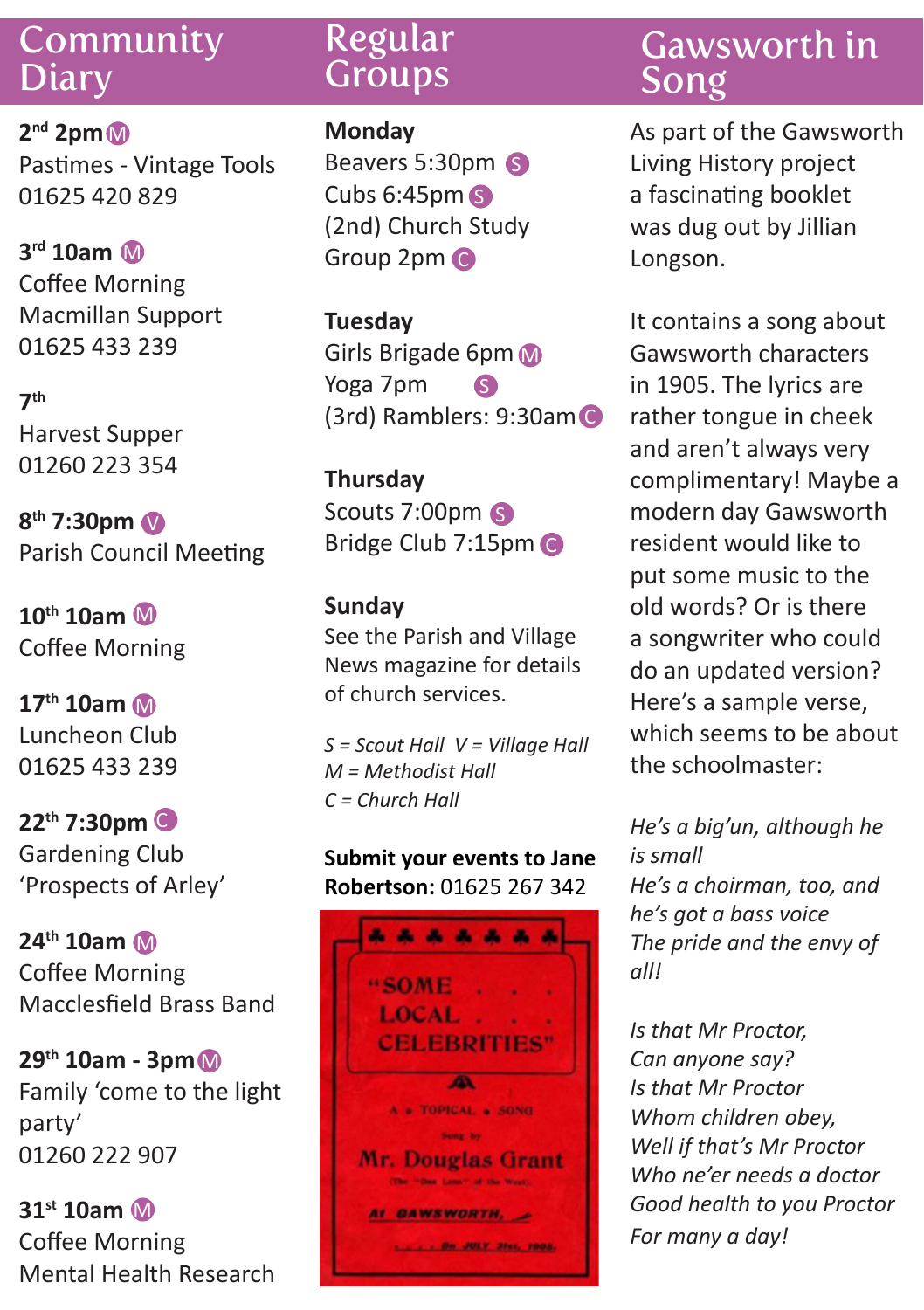## Community Diary

**2nd 2pm** Ⓜ
Pastimes - Vintage Tools
01625 420 829

**3rd 10am** Ⓜ
Coffee Morning
Macmillan Support
01625 433 239

**7th**
Harvest Supper
01260 223 354

**8th 7:30pm** Ⓥ
Parish Council Meeting

**10th 10am** Ⓜ
Coffee Morning

**17th 10am** Ⓜ
Luncheon Club
01625 433 239

**22th 7:30pm** Ⓒ
Gardening Club
'Prospects of Arley'

**24th 10am** Ⓜ
Coffee Morning
Macclesfield Brass Band

**29th 10am - 3pm** Ⓜ
Family 'come to the light party'
01260 222 907

**31st 10am** Ⓜ
Coffee Morning
Mental Health Research

## Regular Groups

**Monday**
Beavers 5:30pm Ⓢ
Cubs 6:45pm Ⓢ
(2nd) Church Study Group 2pm Ⓒ

**Tuesday**
Girls Brigade 6pm Ⓜ
Yoga 7pm Ⓢ
(3rd) Ramblers: 9:30am Ⓒ

**Thursday**
Scouts 7:00pm Ⓢ
Bridge Club 7:15pm Ⓒ

**Sunday**
See the Parish and Village News magazine for details of church services.

*S = Scout Hall V = Village Hall*
*M = Methodist Hall*
*C = Church Hall*

**Submit your events to Jane Robertson:** 01625 267 342

"SOME LOCAL CELEBRITIES"
A TOPICAL SONG
Sung by
Mr. Douglas Grant
At GAWSWORTH,
On JULY 21st, 1905.

## Gawsworth in Song

As part of the Gawsworth Living History project a fascinating booklet was dug out by Jillian Longson.

It contains a song about Gawsworth characters in 1905. The lyrics are rather tongue in cheek and aren't always very complimentary! Maybe a modern day Gawsworth resident would like to put some music to the old words? Or is there a songwriter who could do an updated version? Here's a sample verse, which seems to be about the schoolmaster:

*He's a big'un, although he is small*
*He's a choirman, too, and he's got a bass voice*
*The pride and the envy of all!*

*Is that Mr Proctor,*
*Can anyone say?*
*Is that Mr Proctor*
*Whom children obey,*
*Well if that's Mr Proctor*
*Who ne'er needs a doctor*
*Good health to you Proctor*
*For many a day!*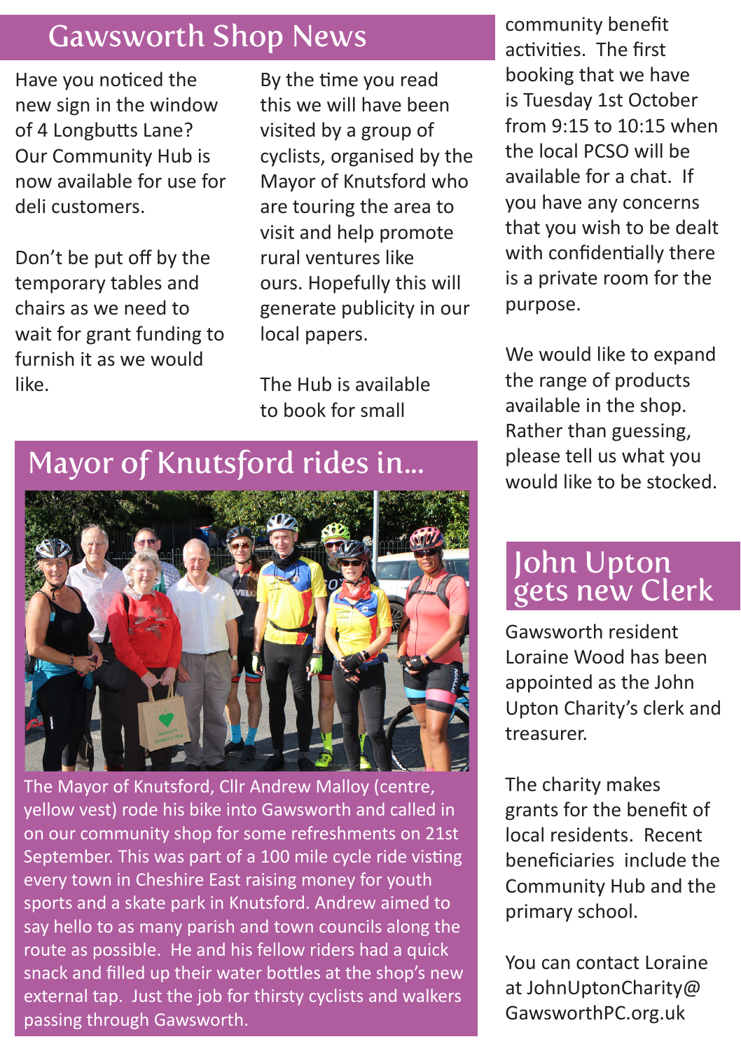## Gawsworth Shop News

Have you noticed the new sign in the window of 4 Longbutts Lane? Our Community Hub is now available for use for deli customers.

Don't be put off by the temporary tables and chairs as we need to wait for grant funding to furnish it as we would like.

By the time you read this we will have been visited by a group of cyclists, organised by the Mayor of Knutsford who are touring the area to visit and help promote rural ventures like ours. Hopefully this will generate publicity in our local papers.

The Hub is available to book for small community benefit activities. The first booking that we have is Tuesday 1st October from 9:15 to 10:15 when the local PCSO will be available for a chat. If you have any concerns that you wish to be dealt with confidentially there is a private room for the purpose.

We would like to expand the range of products available in the shop. Rather than guessing, please tell us what you would like to be stocked.

## Mayor of Knutsford rides in...

The Mayor of Knutsford, Cllr Andrew Malloy (centre, yellow vest) rode his bike into Gawsworth and called in on our community shop for some refreshments on 21st September. This was part of a 100 mile cycle ride visting every town in Cheshire East raising money for youth sports and a skate park in Knutsford. Andrew aimed to say hello to as many parish and town councils along the route as possible. He and his fellow riders had a quick snack and filled up their water bottles at the shop's new external tap. Just the job for thirsty cyclists and walkers passing through Gawsworth.

## John Upton gets new Clerk

Gawsworth resident Loraine Wood has been appointed as the John Upton Charity's clerk and treasurer.

The charity makes grants for the benefit of local residents. Recent beneficiaries include the Community Hub and the primary school.

You can contact Loraine at JohnUptonCharity@GawsworthPC.org.uk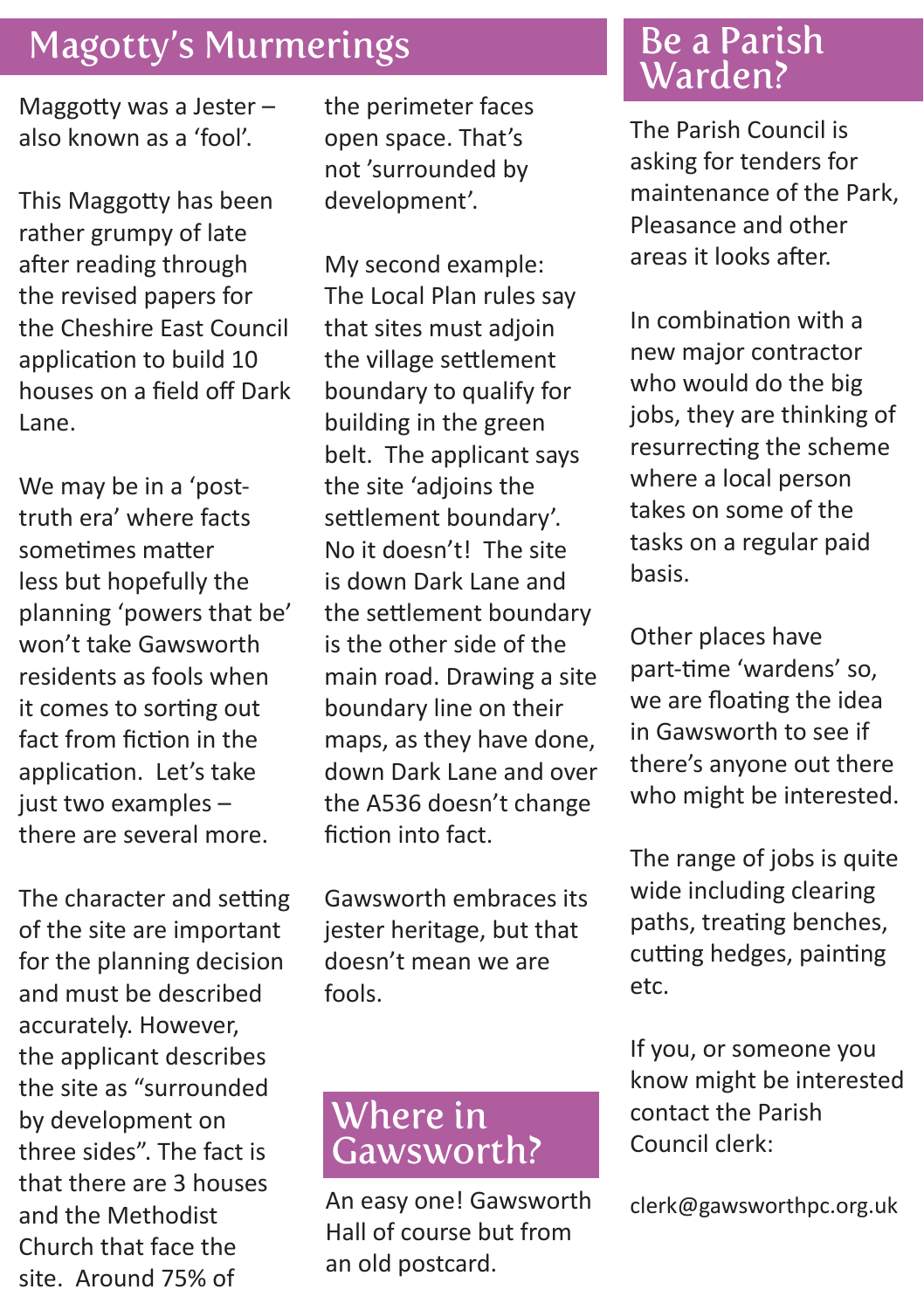## Magotty's Murmerings

Maggotty was a Jester – also known as a 'fool'.

This Maggotty has been rather grumpy of late after reading through the revised papers for the Cheshire East Council application to build 10 houses on a field off Dark Lane.

We may be in a 'post-truth era' where facts sometimes matter less but hopefully the planning 'powers that be' won't take Gawsworth residents as fools when it comes to sorting out fact from fiction in the application. Let's take just two examples – there are several more.

The character and setting of the site are important for the planning decision and must be described accurately. However, the applicant describes the site as "surrounded by development on three sides". The fact is that there are 3 houses and the Methodist Church that face the site. Around 75% of the perimeter faces open space. That's not 'surrounded by development'.

My second example: The Local Plan rules say that sites must adjoin the village settlement boundary to qualify for building in the green belt. The applicant says the site 'adjoins the settlement boundary'. No it doesn't! The site is down Dark Lane and the settlement boundary is the other side of the main road. Drawing a site boundary line on their maps, as they have done, down Dark Lane and over the A536 doesn't change fiction into fact.

Gawsworth embraces its jester heritage, but that doesn't mean we are fools.

## Where in Gawsworth?

An easy one! Gawsworth Hall of course but from an old postcard.

## Be a Parish Warden?

The Parish Council is asking for tenders for maintenance of the Park, Pleasance and other areas it looks after.

In combination with a new major contractor who would do the big jobs, they are thinking of resurrecting the scheme where a local person takes on some of the tasks on a regular paid basis.

Other places have part-time 'wardens' so, we are floating the idea in Gawsworth to see if there's anyone out there who might be interested.

The range of jobs is quite wide including clearing paths, treating benches, cutting hedges, painting etc.

If you, or someone you know might be interested contact the Parish Council clerk:

clerk@gawsworthpc.org.uk